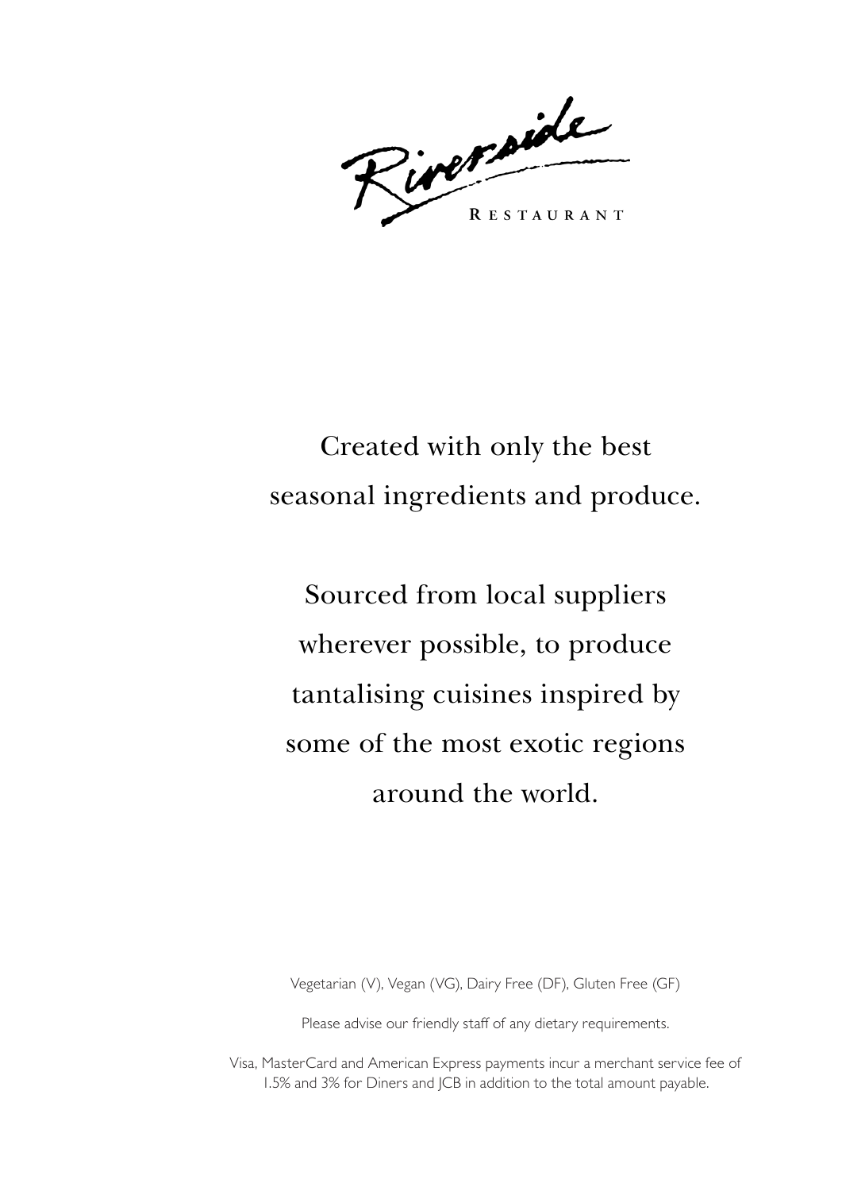# Riverside

RESTAURANT

Created with only the best
seasonal ingredients and produce.

Sourced from local suppliers
wherever possible, to produce
tantalising cuisines inspired by
some of the most exotic regions
around the world.

Vegetarian (V), Vegan (VG), Dairy Free (DF), Gluten Free (GF)

Please advise our friendly staff of any dietary requirements.

Visa, MasterCard and American Express payments incur a merchant service fee of 1.5% and 3% for Diners and JCB in addition to the total amount payable.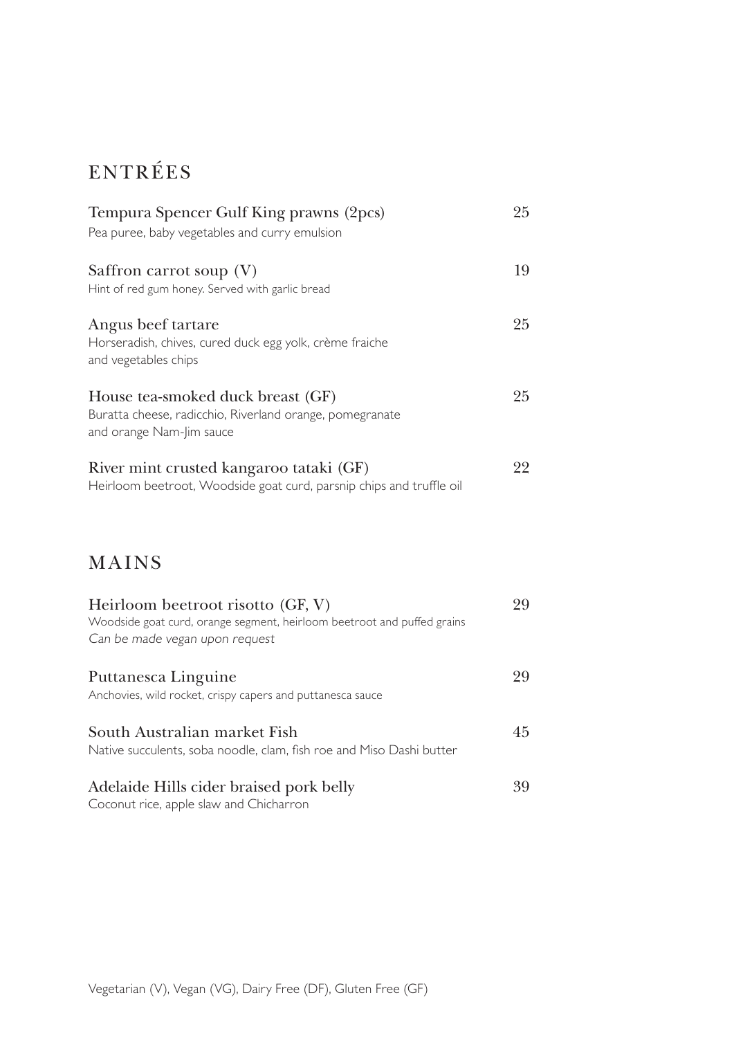## ENTRÉES

**Tempura Spencer Gulf King prawns (2pcs)** — 25
Pea puree, baby vegetables and curry emulsion

**Saffron carrot soup (V)** — 19
Hint of red gum honey. Served with garlic bread

**Angus beef tartare** — 25
Horseradish, chives, cured duck egg yolk, crème fraiche and vegetables chips

**House tea-smoked duck breast (GF)** — 25
Buratta cheese, radicchio, Riverland orange, pomegranate and orange Nam-Jim sauce

**River mint crusted kangaroo tataki (GF)** — 22
Heirloom beetroot, Woodside goat curd, parsnip chips and truffle oil

## MAINS

**Heirloom beetroot risotto (GF, V)** — 29
Woodside goat curd, orange segment, heirloom beetroot and puffed grains
*Can be made vegan upon request*

**Puttanesca Linguine** — 29
Anchovies, wild rocket, crispy capers and puttanesca sauce

**South Australian market Fish** — 45
Native succulents, soba noodle, clam, fish roe and Miso Dashi butter

**Adelaide Hills cider braised pork belly** — 39
Coconut rice, apple slaw and Chicharron

Vegetarian (V), Vegan (VG), Dairy Free (DF), Gluten Free (GF)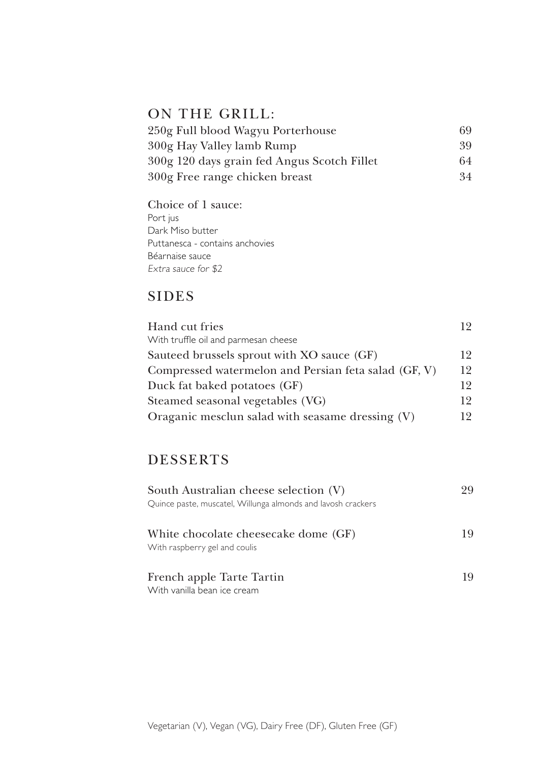## ON THE GRILL:

| | |
|---|---|
| 250g Full blood Wagyu Porterhouse | 69 |
| 300g Hay Valley lamb Rump | 39 |
| 300g 120 days grain fed Angus Scotch Fillet | 64 |
| 300g Free range chicken breast | 34 |

Choice of 1 sauce:
Port jus
Dark Miso butter
Puttanesca - contains anchovies
Béarnaise sauce
*Extra sauce for $2*

## SIDES

| | |
|---|---|
| Hand cut fries<br>With truffle oil and parmesan cheese | 12 |
| Sauteed brussels sprout with XO sauce (GF) | 12 |
| Compressed watermelon and Persian feta salad (GF, V) | 12 |
| Duck fat baked potatoes (GF) | 12 |
| Steamed seasonal vegetables (VG) | 12 |
| Oraganic mesclun salad with seasame dressing (V) | 12 |

## DESSERTS

| | |
|---|---|
| South Australian cheese selection (V)<br>Quince paste, muscatel, Willunga almonds and lavosh crackers | 29 |
| White chocolate cheesecake dome (GF)<br>With raspberry gel and coulis | 19 |
| French apple Tarte Tartin<br>With vanilla bean ice cream | 19 |

Vegetarian (V), Vegan (VG), Dairy Free (DF), Gluten Free (GF)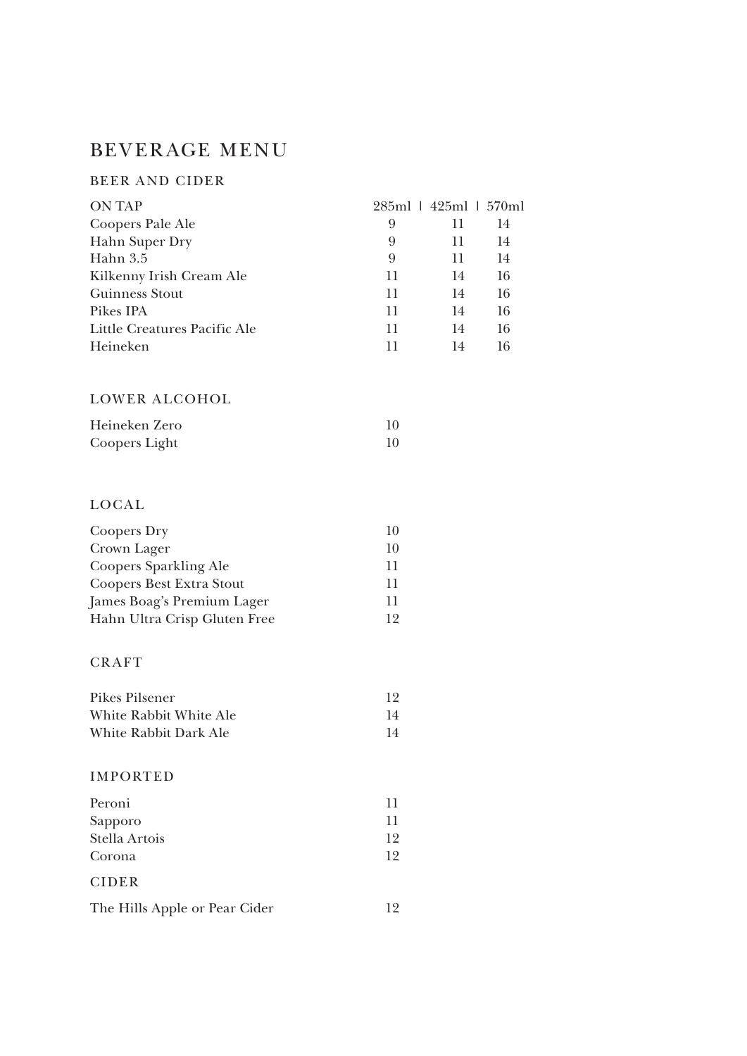# BEVERAGE MENU

## BEER AND CIDER

| ON TAP | 285ml | 425ml | 570ml |
|---|---|---|---|
| Coopers Pale Ale | 9 | 11 | 14 |
| Hahn Super Dry | 9 | 11 | 14 |
| Hahn 3.5 | 9 | 11 | 14 |
| Kilkenny Irish Cream Ale | 11 | 14 | 16 |
| Guinness Stout | 11 | 14 | 16 |
| Pikes IPA | 11 | 14 | 16 |
| Little Creatures Pacific Ale | 11 | 14 | 16 |
| Heineken | 11 | 14 | 16 |

### LOWER ALCOHOL

| | |
|---|---|
| Heineken Zero | 10 |
| Coopers Light | 10 |

### LOCAL

| | |
|---|---|
| Coopers Dry | 10 |
| Crown Lager | 10 |
| Coopers Sparkling Ale | 11 |
| Coopers Best Extra Stout | 11 |
| James Boag's Premium Lager | 11 |
| Hahn Ultra Crisp Gluten Free | 12 |

### CRAFT

| | |
|---|---|
| Pikes Pilsener | 12 |
| White Rabbit White Ale | 14 |
| White Rabbit Dark Ale | 14 |

### IMPORTED

| | |
|---|---|
| Peroni | 11 |
| Sapporo | 11 |
| Stella Artois | 12 |
| Corona | 12 |

### CIDER

| | |
|---|---|
| The Hills Apple or Pear Cider | 12 |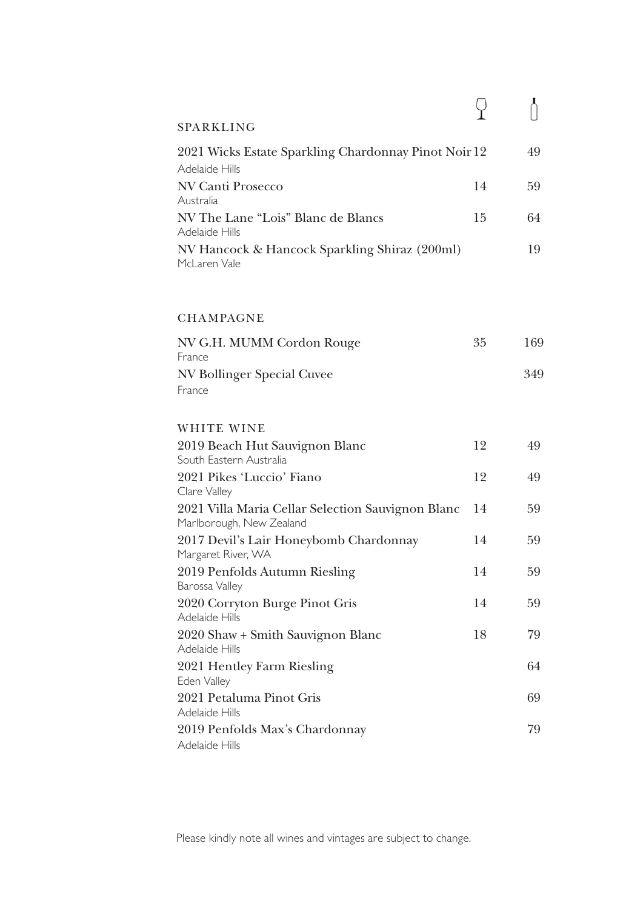| SPARKLING | Glass | Bottle |
|---|---|---|
| 2021 Wicks Estate Sparkling Chardonnay Pinot Noir<br>Adelaide Hills | 12 | 49 |
| NV Canti Prosecco<br>Australia | 14 | 59 |
| NV The Lane "Lois" Blanc de Blancs<br>Adelaide Hills | 15 | 64 |
| NV Hancock & Hancock Sparkling Shiraz (200ml)<br>McLaren Vale | | 19 |

| CHAMPAGNE | Glass | Bottle |
|---|---|---|
| NV G.H. MUMM Cordon Rouge<br>France | 35 | 169 |
| NV Bollinger Special Cuvee<br>France | | 349 |

| WHITE WINE | Glass | Bottle |
|---|---|---|
| 2019 Beach Hut Sauvignon Blanc<br>South Eastern Australia | 12 | 49 |
| 2021 Pikes 'Luccio' Fiano<br>Clare Valley | 12 | 49 |
| 2021 Villa Maria Cellar Selection Sauvignon Blanc<br>Marlborough, New Zealand | 14 | 59 |
| 2017 Devil's Lair Honeybomb Chardonnay<br>Margaret River, WA | 14 | 59 |
| 2019 Penfolds Autumn Riesling<br>Barossa Valley | 14 | 59 |
| 2020 Corryton Burge Pinot Gris<br>Adelaide Hills | 14 | 59 |
| 2020 Shaw + Smith Sauvignon Blanc<br>Adelaide Hills | 18 | 79 |
| 2021 Hentley Farm Riesling<br>Eden Valley | | 64 |
| 2021 Petaluma Pinot Gris<br>Adelaide Hills | | 69 |
| 2019 Penfolds Max's Chardonnay<br>Adelaide Hills | | 79 |

Please kindly note all wines and vintages are subject to change.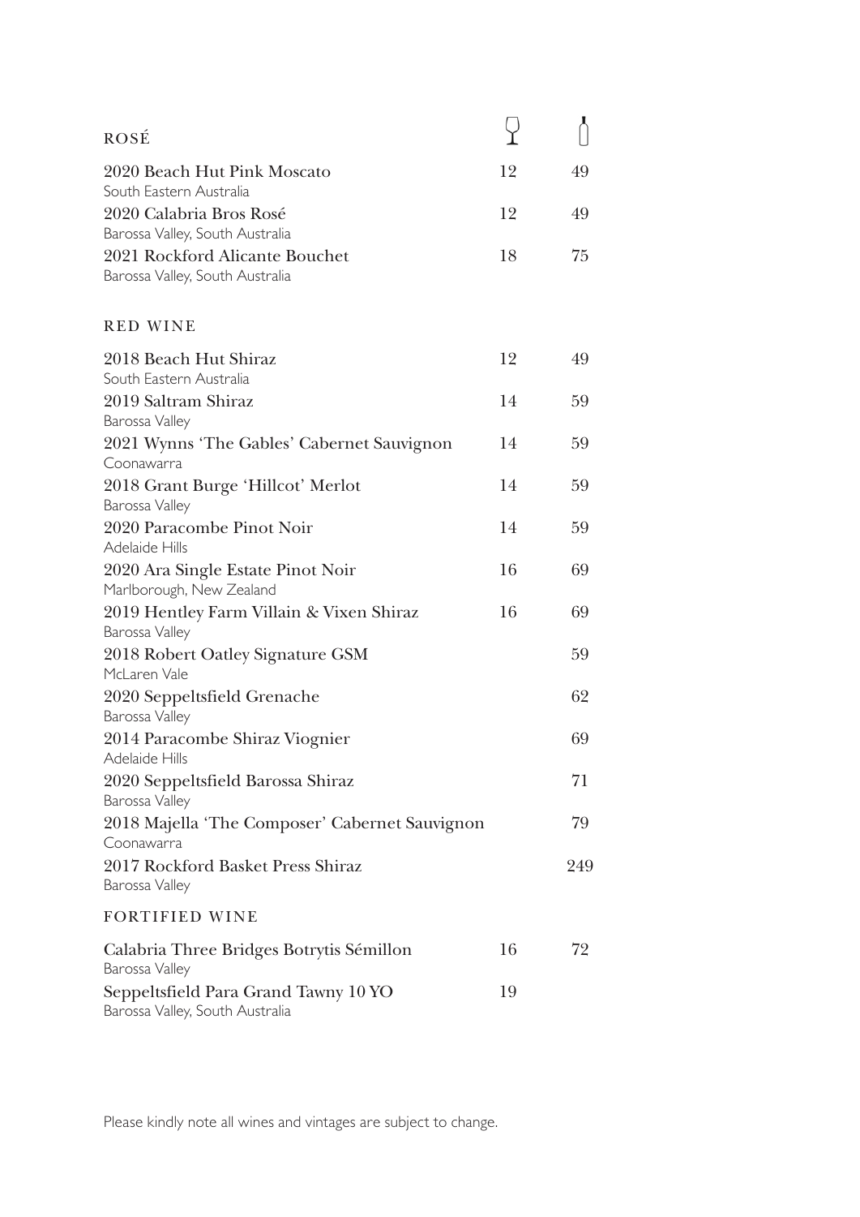## ROSÉ

| Wine | Glass | Bottle |
|---|---|---|
| 2020 Beach Hut Pink Moscato<br>South Eastern Australia | 12 | 49 |
| 2020 Calabria Bros Rosé<br>Barossa Valley, South Australia | 12 | 49 |
| 2021 Rockford Alicante Bouchet<br>Barossa Valley, South Australia | 18 | 75 |

## RED WINE

| Wine | Glass | Bottle |
|---|---|---|
| 2018 Beach Hut Shiraz<br>South Eastern Australia | 12 | 49 |
| 2019 Saltram Shiraz<br>Barossa Valley | 14 | 59 |
| 2021 Wynns 'The Gables' Cabernet Sauvignon<br>Coonawarra | 14 | 59 |
| 2018 Grant Burge 'Hillcot' Merlot<br>Barossa Valley | 14 | 59 |
| 2020 Paracombe Pinot Noir<br>Adelaide Hills | 14 | 59 |
| 2020 Ara Single Estate Pinot Noir<br>Marlborough, New Zealand | 16 | 69 |
| 2019 Hentley Farm Villain & Vixen Shiraz<br>Barossa Valley | 16 | 69 |
| 2018 Robert Oatley Signature GSM<br>McLaren Vale | | 59 |
| 2020 Seppeltsfield Grenache<br>Barossa Valley | | 62 |
| 2014 Paracombe Shiraz Viognier<br>Adelaide Hills | | 69 |
| 2020 Seppeltsfield Barossa Shiraz<br>Barossa Valley | | 71 |
| 2018 Majella 'The Composer' Cabernet Sauvignon<br>Coonawarra | | 79 |
| 2017 Rockford Basket Press Shiraz<br>Barossa Valley | | 249 |

## FORTIFIED WINE

| Wine | Glass | Bottle |
|---|---|---|
| Calabria Three Bridges Botrytis Sémillon<br>Barossa Valley | 16 | 72 |
| Seppeltsfield Para Grand Tawny 10 YO<br>Barossa Valley, South Australia | 19 | |

Please kindly note all wines and vintages are subject to change.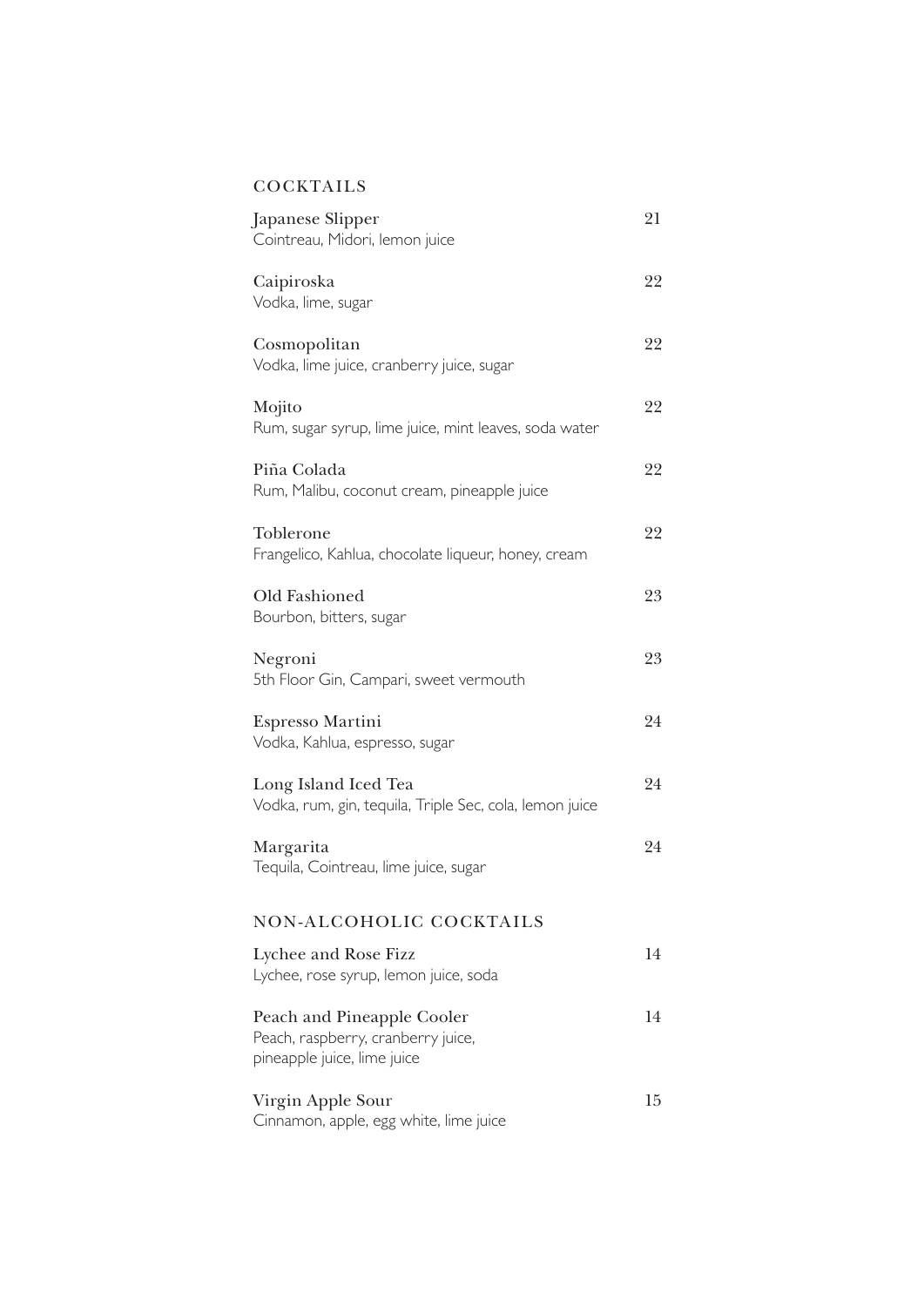## COCKTAILS

**Japanese Slipper** 21
Cointreau, Midori, lemon juice

**Caipiroska** 22
Vodka, lime, sugar

**Cosmopolitan** 22
Vodka, lime juice, cranberry juice, sugar

**Mojito** 22
Rum, sugar syrup, lime juice, mint leaves, soda water

**Piña Colada** 22
Rum, Malibu, coconut cream, pineapple juice

**Toblerone** 22
Frangelico, Kahlua, chocolate liqueur, honey, cream

**Old Fashioned** 23
Bourbon, bitters, sugar

**Negroni** 23
5th Floor Gin, Campari, sweet vermouth

**Espresso Martini** 24
Vodka, Kahlua, espresso, sugar

**Long Island Iced Tea** 24
Vodka, rum, gin, tequila, Triple Sec, cola, lemon juice

**Margarita** 24
Tequila, Cointreau, lime juice, sugar

## NON-ALCOHOLIC COCKTAILS

**Lychee and Rose Fizz** 14
Lychee, rose syrup, lemon juice, soda

**Peach and Pineapple Cooler** 14
Peach, raspberry, cranberry juice,
pineapple juice, lime juice

**Virgin Apple Sour** 15
Cinnamon, apple, egg white, lime juice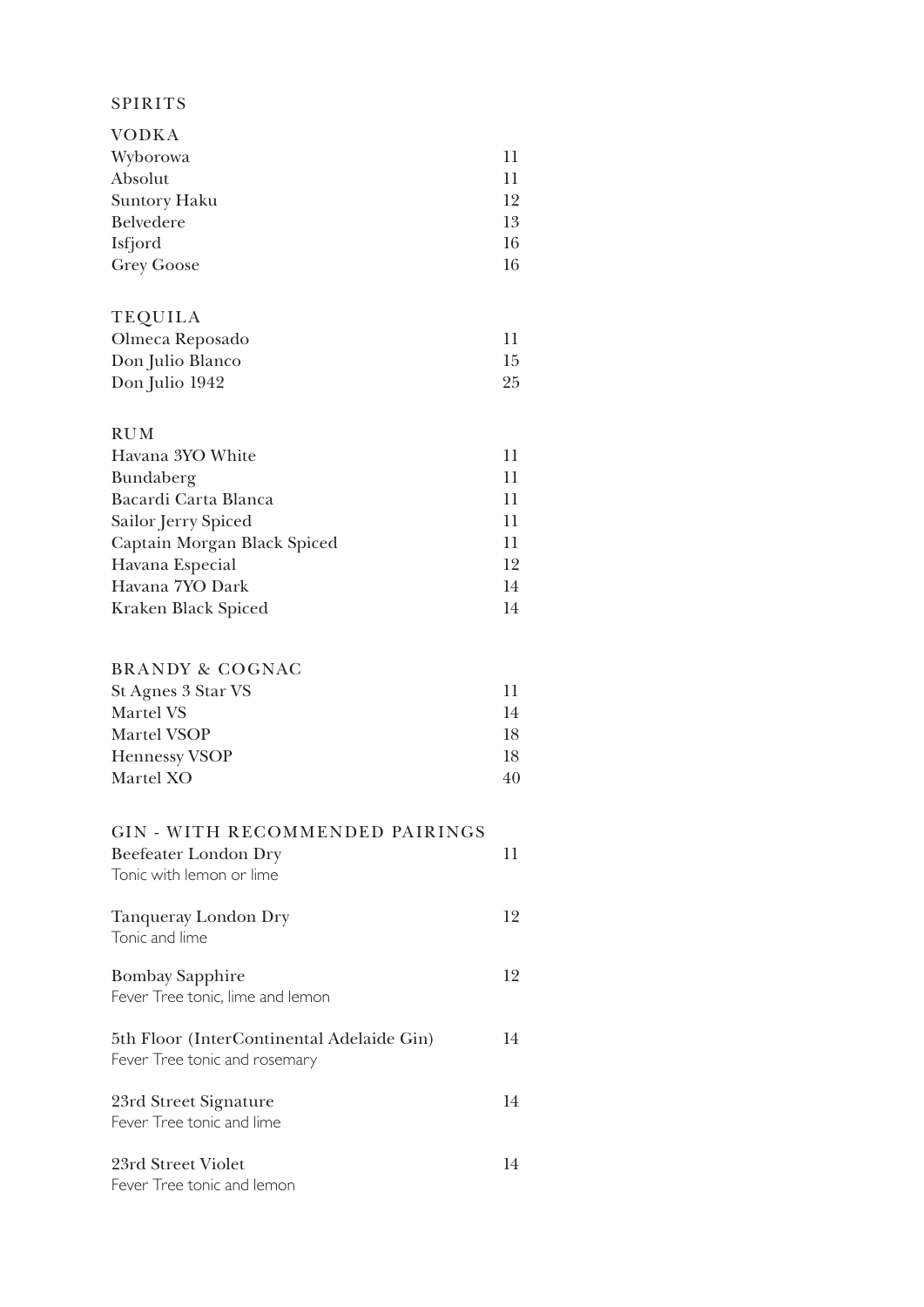# SPIRITS

## VODKA

| | |
|---|---|
| Wyborowa | 11 |
| Absolut | 11 |
| Suntory Haku | 12 |
| Belvedere | 13 |
| Isfjord | 16 |
| Grey Goose | 16 |

## TEQUILA

| | |
|---|---|
| Olmeca Reposado | 11 |
| Don Julio Blanco | 15 |
| Don Julio 1942 | 25 |

## RUM

| | |
|---|---|
| Havana 3YO White | 11 |
| Bundaberg | 11 |
| Bacardi Carta Blanca | 11 |
| Sailor Jerry Spiced | 11 |
| Captain Morgan Black Spiced | 11 |
| Havana Especial | 12 |
| Havana 7YO Dark | 14 |
| Kraken Black Spiced | 14 |

## BRANDY & COGNAC

| | |
|---|---|
| St Agnes 3 Star VS | 11 |
| Martel VS | 14 |
| Martel VSOP | 18 |
| Hennessy VSOP | 18 |
| Martel XO | 40 |

## GIN - WITH RECOMMENDED PAIRINGS

Beefeater London Dry — 11
Tonic with lemon or lime

Tanqueray London Dry — 12
Tonic and lime

Bombay Sapphire — 12
Fever Tree tonic, lime and lemon

5th Floor (InterContinental Adelaide Gin) — 14
Fever Tree tonic and rosemary

23rd Street Signature — 14
Fever Tree tonic and lime

23rd Street Violet — 14
Fever Tree tonic and lemon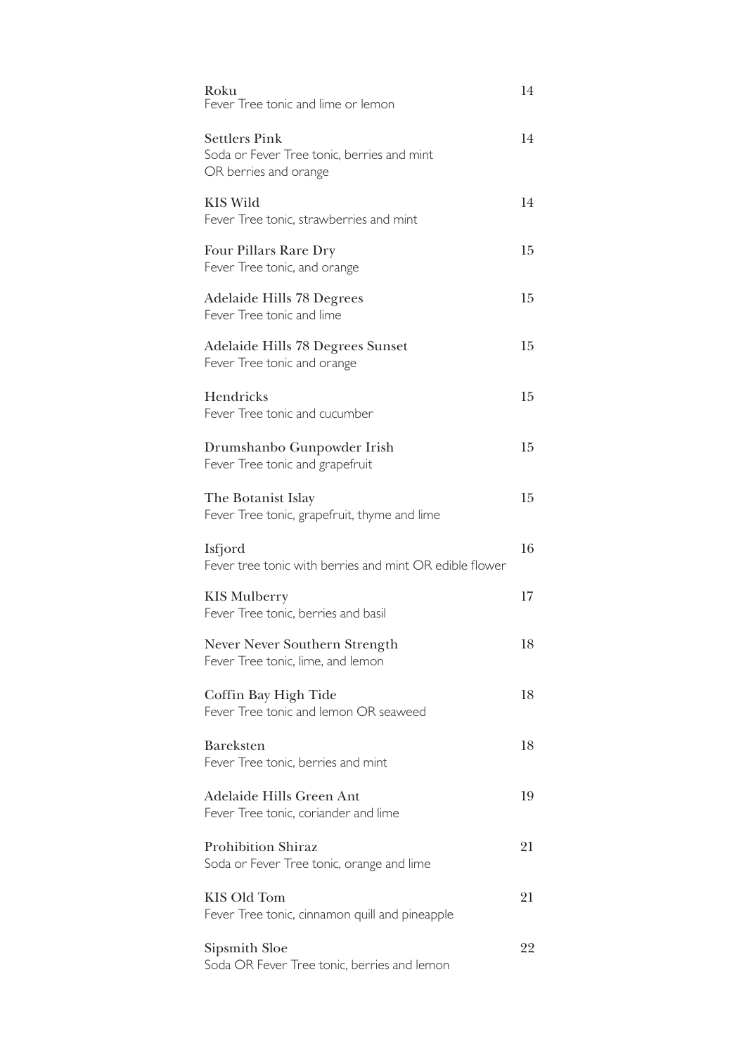**Roku** 14
Fever Tree tonic and lime or lemon

**Settlers Pink** 14
Soda or Fever Tree tonic, berries and mint
OR berries and orange

**KIS Wild** 14
Fever Tree tonic, strawberries and mint

**Four Pillars Rare Dry** 15
Fever Tree tonic, and orange

**Adelaide Hills 78 Degrees** 15
Fever Tree tonic and lime

**Adelaide Hills 78 Degrees Sunset** 15
Fever Tree tonic and orange

**Hendricks** 15
Fever Tree tonic and cucumber

**Drumshanbo Gunpowder Irish** 15
Fever Tree tonic and grapefruit

**The Botanist Islay** 15
Fever Tree tonic, grapefruit, thyme and lime

**Isfjord** 16
Fever tree tonic with berries and mint OR edible flower

**KIS Mulberry** 17
Fever Tree tonic, berries and basil

**Never Never Southern Strength** 18
Fever Tree tonic, lime, and lemon

**Coffin Bay High Tide** 18
Fever Tree tonic and lemon OR seaweed

**Bareksten** 18
Fever Tree tonic, berries and mint

**Adelaide Hills Green Ant** 19
Fever Tree tonic, coriander and lime

**Prohibition Shiraz** 21
Soda or Fever Tree tonic, orange and lime

**KIS Old Tom** 21
Fever Tree tonic, cinnamon quill and pineapple

**Sipsmith Sloe** 22
Soda OR Fever Tree tonic, berries and lemon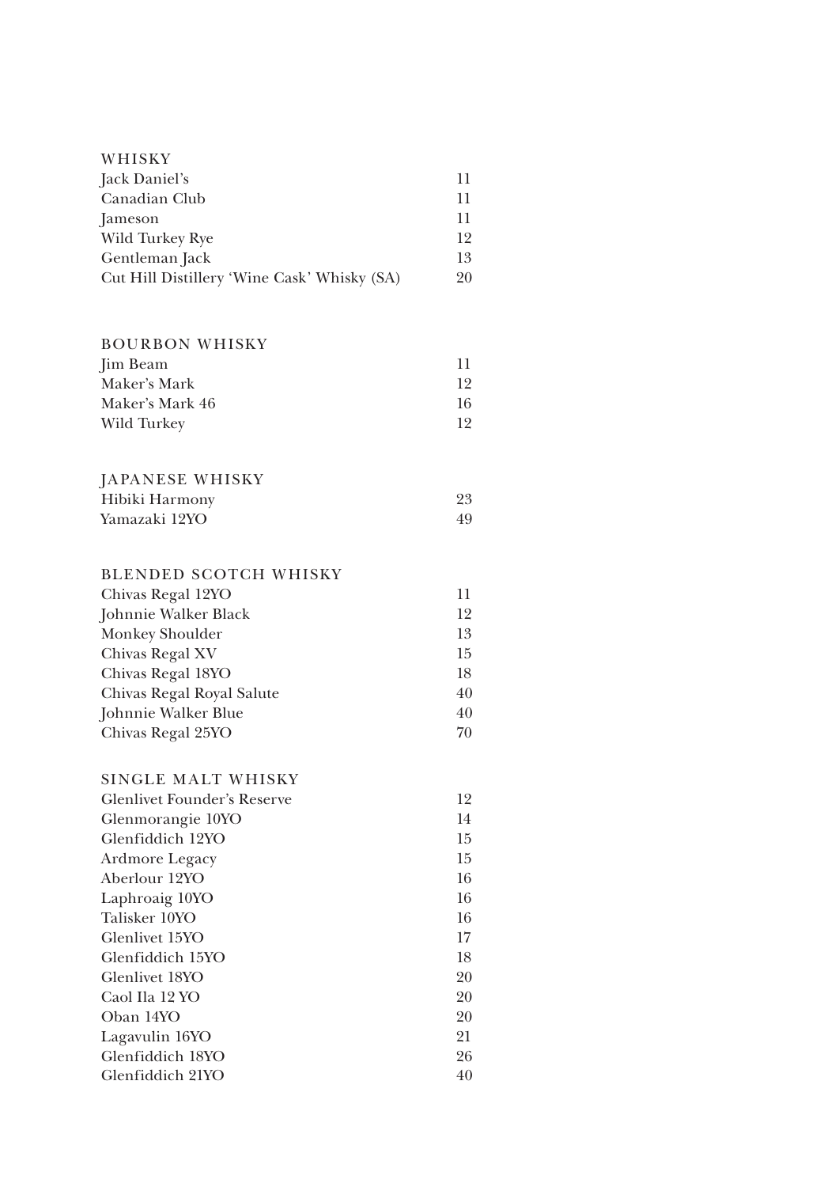## WHISKY

| Item | Price |
|---|---|
| Jack Daniel's | 11 |
| Canadian Club | 11 |
| Jameson | 11 |
| Wild Turkey Rye | 12 |
| Gentleman Jack | 13 |
| Cut Hill Distillery 'Wine Cask' Whisky (SA) | 20 |

## BOURBON WHISKY

| Item | Price |
|---|---|
| Jim Beam | 11 |
| Maker's Mark | 12 |
| Maker's Mark 46 | 16 |
| Wild Turkey | 12 |

## JAPANESE WHISKY

| Item | Price |
|---|---|
| Hibiki Harmony | 23 |
| Yamazaki 12YO | 49 |

## BLENDED SCOTCH WHISKY

| Item | Price |
|---|---|
| Chivas Regal 12YO | 11 |
| Johnnie Walker Black | 12 |
| Monkey Shoulder | 13 |
| Chivas Regal XV | 15 |
| Chivas Regal 18YO | 18 |
| Chivas Regal Royal Salute | 40 |
| Johnnie Walker Blue | 40 |
| Chivas Regal 25YO | 70 |

## SINGLE MALT WHISKY

| Item | Price |
|---|---|
| Glenlivet Founder's Reserve | 12 |
| Glenmorangie 10YO | 14 |
| Glenfiddich 12YO | 15 |
| Ardmore Legacy | 15 |
| Aberlour 12YO | 16 |
| Laphroaig 10YO | 16 |
| Talisker 10YO | 16 |
| Glenlivet 15YO | 17 |
| Glenfiddich 15YO | 18 |
| Glenlivet 18YO | 20 |
| Caol Ila 12 YO | 20 |
| Oban 14YO | 20 |
| Lagavulin 16YO | 21 |
| Glenfiddich 18YO | 26 |
| Glenfiddich 21YO | 40 |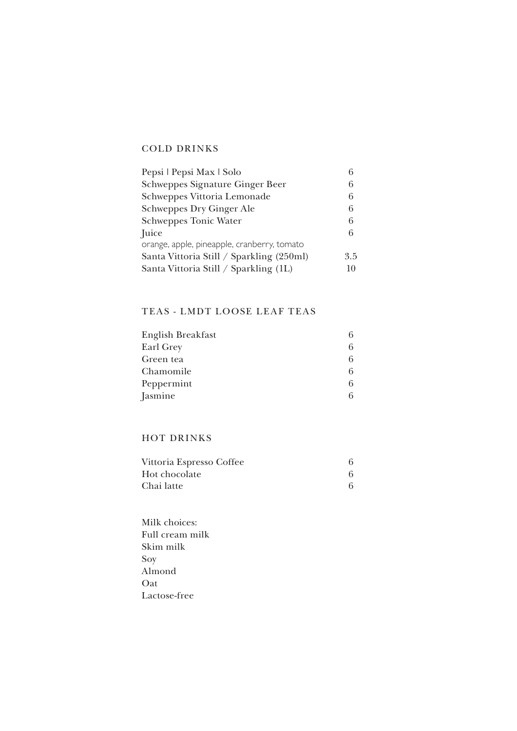## COLD DRINKS

| | |
|---|---|
| Pepsi \| Pepsi Max \| Solo | 6 |
| Schweppes Signature Ginger Beer | 6 |
| Schweppes Vittoria Lemonade | 6 |
| Schweppes Dry Ginger Ale | 6 |
| Schweppes Tonic Water | 6 |
| Juice<br>orange, apple, pineapple, cranberry, tomato | 6 |
| Santa Vittoria Still / Sparkling (250ml) | 3.5 |
| Santa Vittoria Still / Sparkling (1L) | 10 |

## TEAS - LMDT LOOSE LEAF TEAS

| | |
|---|---|
| English Breakfast | 6 |
| Earl Grey | 6 |
| Green tea | 6 |
| Chamomile | 6 |
| Peppermint | 6 |
| Jasmine | 6 |

## HOT DRINKS

| | |
|---|---|
| Vittoria Espresso Coffee | 6 |
| Hot chocolate | 6 |
| Chai latte | 6 |

Milk choices:
Full cream milk
Skim milk
Soy
Almond
Oat
Lactose-free